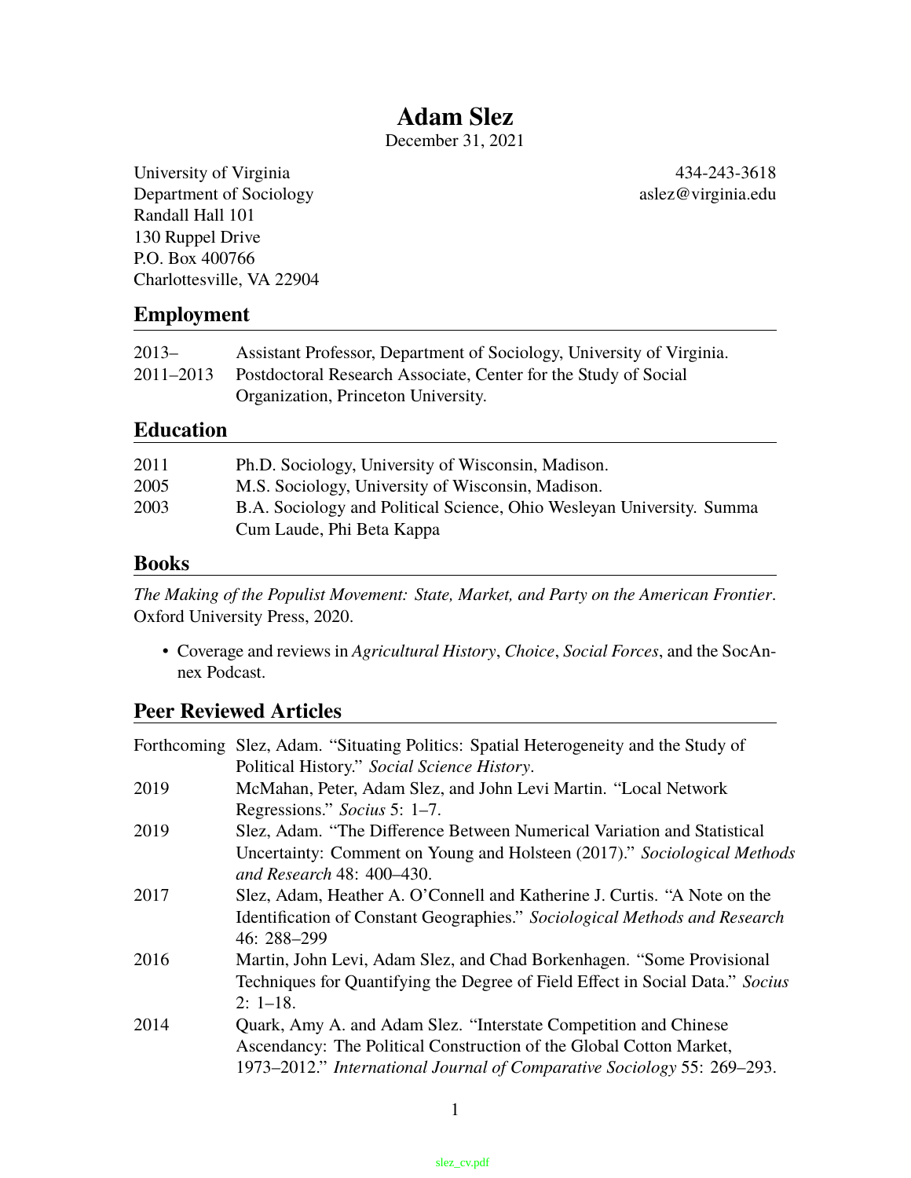# Adam Slez

December 31, 2021

University of Virginia
Department of Sociology
Randall Hall 101
130 Ruppel Drive
P.O. Box 400766
Charlottesville, VA 22904

434-243-3618
aslez@virginia.edu

## Employment

| | |
|---|---|
| 2013– | Assistant Professor, Department of Sociology, University of Virginia. |
| 2011–2013 | Postdoctoral Research Associate, Center for the Study of Social Organization, Princeton University. |

## Education

| | |
|---|---|
| 2011 | Ph.D. Sociology, University of Wisconsin, Madison. |
| 2005 | M.S. Sociology, University of Wisconsin, Madison. |
| 2003 | B.A. Sociology and Political Science, Ohio Wesleyan University. Summa Cum Laude, Phi Beta Kappa |

## Books

*The Making of the Populist Movement: State, Market, and Party on the American Frontier*. Oxford University Press, 2020.

- Coverage and reviews in *Agricultural History*, *Choice*, *Social Forces*, and the SocAnnex Podcast.

## Peer Reviewed Articles

| | |
|---|---|
| Forthcoming | Slez, Adam. "Situating Politics: Spatial Heterogeneity and the Study of Political History." *Social Science History*. |
| 2019 | McMahan, Peter, Adam Slez, and John Levi Martin. "Local Network Regressions." *Socius* 5: 1–7. |
| 2019 | Slez, Adam. "The Difference Between Numerical Variation and Statistical Uncertainty: Comment on Young and Holsteen (2017)." *Sociological Methods and Research* 48: 400–430. |
| 2017 | Slez, Adam, Heather A. O'Connell and Katherine J. Curtis. "A Note on the Identification of Constant Geographies." *Sociological Methods and Research* 46: 288–299 |
| 2016 | Martin, John Levi, Adam Slez, and Chad Borkenhagen. "Some Provisional Techniques for Quantifying the Degree of Field Effect in Social Data." *Socius* 2: 1–18. |
| 2014 | Quark, Amy A. and Adam Slez. "Interstate Competition and Chinese Ascendancy: The Political Construction of the Global Cotton Market, 1973–2012." *International Journal of Comparative Sociology* 55: 269–293. |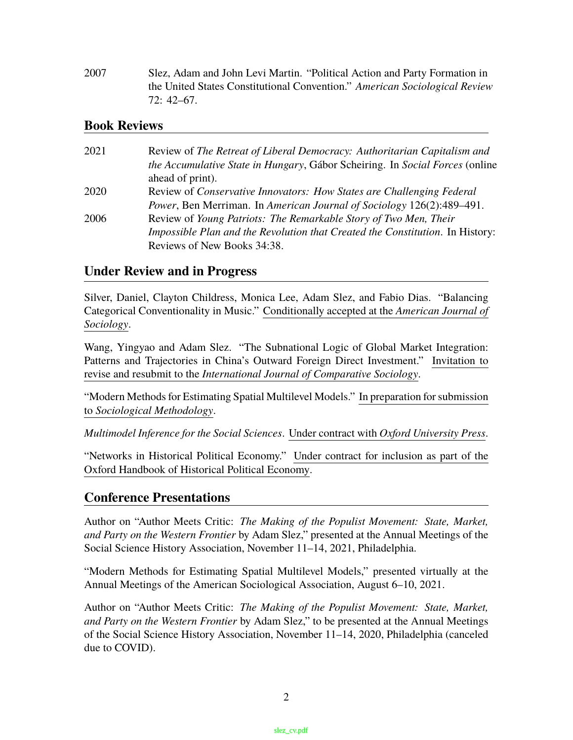2007 Slez, Adam and John Levi Martin. "Political Action and Party Formation in the United States Constitutional Convention." *American Sociological Review* 72: 42–67.

## Book Reviews

2021 Review of *The Retreat of Liberal Democracy: Authoritarian Capitalism and the Accumulative State in Hungary*, Gábor Scheiring. In *Social Forces* (online ahead of print).

2020 Review of *Conservative Innovators: How States are Challenging Federal Power*, Ben Merriman. In *American Journal of Sociology* 126(2):489–491.

2006 Review of *Young Patriots: The Remarkable Story of Two Men, Their Impossible Plan and the Revolution that Created the Constitution*. In History: Reviews of New Books 34:38.

## Under Review and in Progress

Silver, Daniel, Clayton Childress, Monica Lee, Adam Slez, and Fabio Dias. "Balancing Categorical Conventionality in Music." Conditionally accepted at the *American Journal of Sociology*.

Wang, Yingyao and Adam Slez. "The Subnational Logic of Global Market Integration: Patterns and Trajectories in China's Outward Foreign Direct Investment." Invitation to revise and resubmit to the *International Journal of Comparative Sociology*.

"Modern Methods for Estimating Spatial Multilevel Models." In preparation for submission to *Sociological Methodology*.

*Multimodel Inference for the Social Sciences*. Under contract with *Oxford University Press*.

"Networks in Historical Political Economy." Under contract for inclusion as part of the Oxford Handbook of Historical Political Economy.

## Conference Presentations

Author on "Author Meets Critic: *The Making of the Populist Movement: State, Market, and Party on the Western Frontier* by Adam Slez," presented at the Annual Meetings of the Social Science History Association, November 11–14, 2021, Philadelphia.

"Modern Methods for Estimating Spatial Multilevel Models," presented virtually at the Annual Meetings of the American Sociological Association, August 6–10, 2021.

Author on "Author Meets Critic: *The Making of the Populist Movement: State, Market, and Party on the Western Frontier* by Adam Slez," to be presented at the Annual Meetings of the Social Science History Association, November 11–14, 2020, Philadelphia (canceled due to COVID).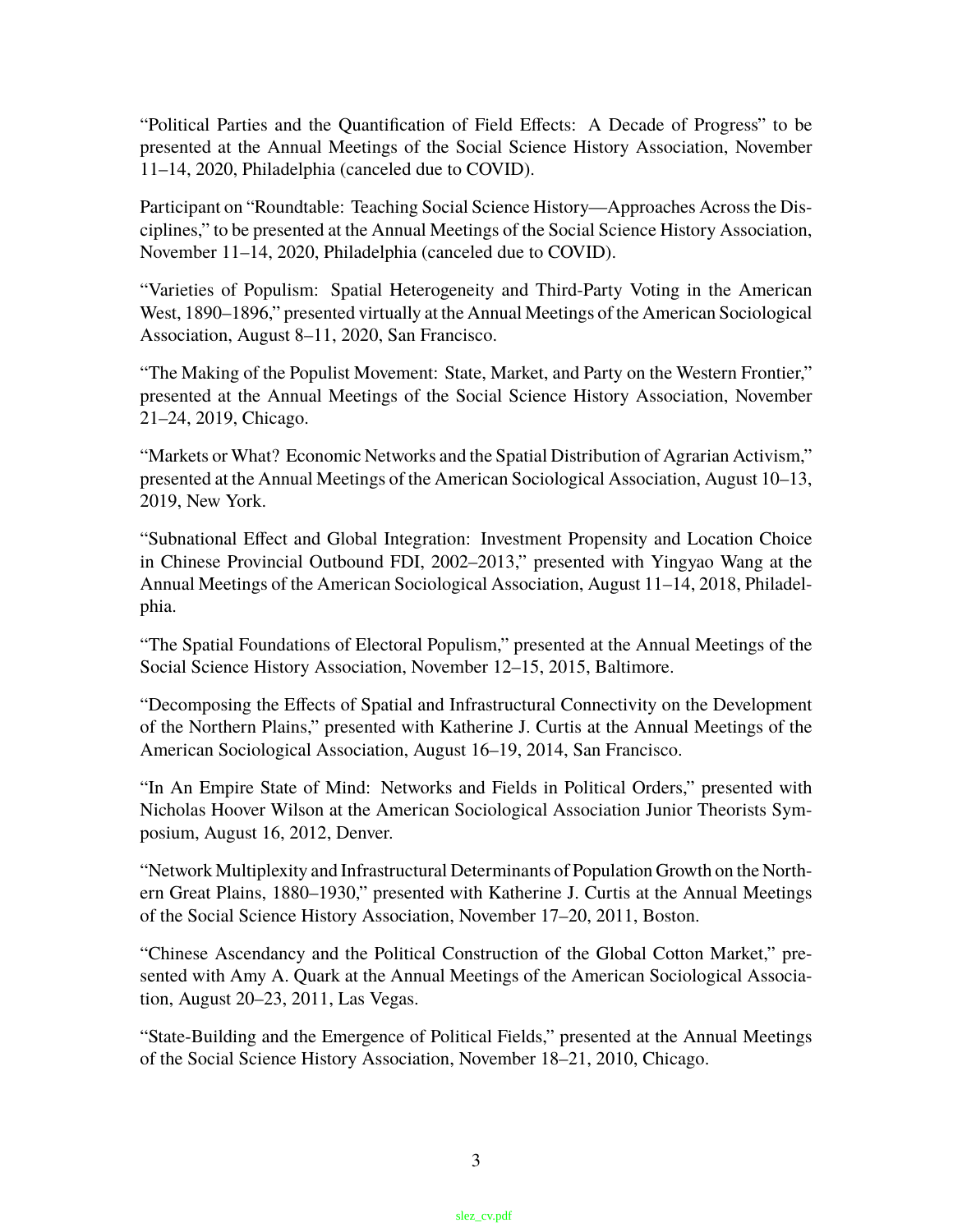“Political Parties and the Quantification of Field Effects: A Decade of Progress” to be presented at the Annual Meetings of the Social Science History Association, November 11–14, 2020, Philadelphia (canceled due to COVID).

Participant on “Roundtable: Teaching Social Science History—Approaches Across the Disciplines,” to be presented at the Annual Meetings of the Social Science History Association, November 11–14, 2020, Philadelphia (canceled due to COVID).

“Varieties of Populism: Spatial Heterogeneity and Third-Party Voting in the American West, 1890–1896,” presented virtually at the Annual Meetings of the American Sociological Association, August 8–11, 2020, San Francisco.

“The Making of the Populist Movement: State, Market, and Party on the Western Frontier,” presented at the Annual Meetings of the Social Science History Association, November 21–24, 2019, Chicago.

“Markets or What? Economic Networks and the Spatial Distribution of Agrarian Activism,” presented at the Annual Meetings of the American Sociological Association, August 10–13, 2019, New York.

“Subnational Effect and Global Integration: Investment Propensity and Location Choice in Chinese Provincial Outbound FDI, 2002–2013,” presented with Yingyao Wang at the Annual Meetings of the American Sociological Association, August 11–14, 2018, Philadelphia.

“The Spatial Foundations of Electoral Populism,” presented at the Annual Meetings of the Social Science History Association, November 12–15, 2015, Baltimore.

“Decomposing the Effects of Spatial and Infrastructural Connectivity on the Development of the Northern Plains,” presented with Katherine J. Curtis at the Annual Meetings of the American Sociological Association, August 16–19, 2014, San Francisco.

“In An Empire State of Mind: Networks and Fields in Political Orders,” presented with Nicholas Hoover Wilson at the American Sociological Association Junior Theorists Symposium, August 16, 2012, Denver.

“Network Multiplexity and Infrastructural Determinants of Population Growth on the Northern Great Plains, 1880–1930,” presented with Katherine J. Curtis at the Annual Meetings of the Social Science History Association, November 17–20, 2011, Boston.

“Chinese Ascendancy and the Political Construction of the Global Cotton Market,” presented with Amy A. Quark at the Annual Meetings of the American Sociological Association, August 20–23, 2011, Las Vegas.

“State-Building and the Emergence of Political Fields,” presented at the Annual Meetings of the Social Science History Association, November 18–21, 2010, Chicago.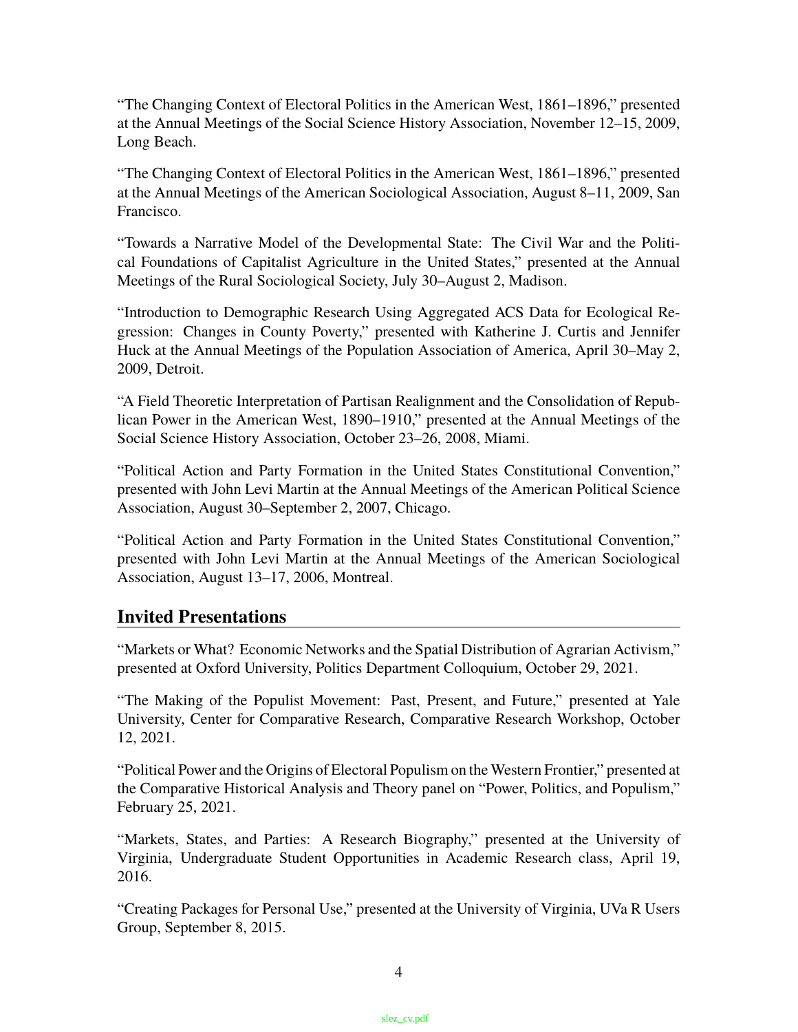“The Changing Context of Electoral Politics in the American West, 1861–1896,” presented at the Annual Meetings of the Social Science History Association, November 12–15, 2009, Long Beach.

“The Changing Context of Electoral Politics in the American West, 1861–1896,” presented at the Annual Meetings of the American Sociological Association, August 8–11, 2009, San Francisco.

“Towards a Narrative Model of the Developmental State: The Civil War and the Political Foundations of Capitalist Agriculture in the United States,” presented at the Annual Meetings of the Rural Sociological Society, July 30–August 2, Madison.

“Introduction to Demographic Research Using Aggregated ACS Data for Ecological Regression: Changes in County Poverty,” presented with Katherine J. Curtis and Jennifer Huck at the Annual Meetings of the Population Association of America, April 30–May 2, 2009, Detroit.

“A Field Theoretic Interpretation of Partisan Realignment and the Consolidation of Republican Power in the American West, 1890–1910,” presented at the Annual Meetings of the Social Science History Association, October 23–26, 2008, Miami.

“Political Action and Party Formation in the United States Constitutional Convention,” presented with John Levi Martin at the Annual Meetings of the American Political Science Association, August 30–September 2, 2007, Chicago.

“Political Action and Party Formation in the United States Constitutional Convention,” presented with John Levi Martin at the Annual Meetings of the American Sociological Association, August 13–17, 2006, Montreal.

## Invited Presentations

“Markets or What? Economic Networks and the Spatial Distribution of Agrarian Activism,” presented at Oxford University, Politics Department Colloquium, October 29, 2021.

“The Making of the Populist Movement: Past, Present, and Future,” presented at Yale University, Center for Comparative Research, Comparative Research Workshop, October 12, 2021.

“Political Power and the Origins of Electoral Populism on the Western Frontier,” presented at the Comparative Historical Analysis and Theory panel on “Power, Politics, and Populism,” February 25, 2021.

“Markets, States, and Parties: A Research Biography,” presented at the University of Virginia, Undergraduate Student Opportunities in Academic Research class, April 19, 2016.

“Creating Packages for Personal Use,” presented at the University of Virginia, UVa R Users Group, September 8, 2015.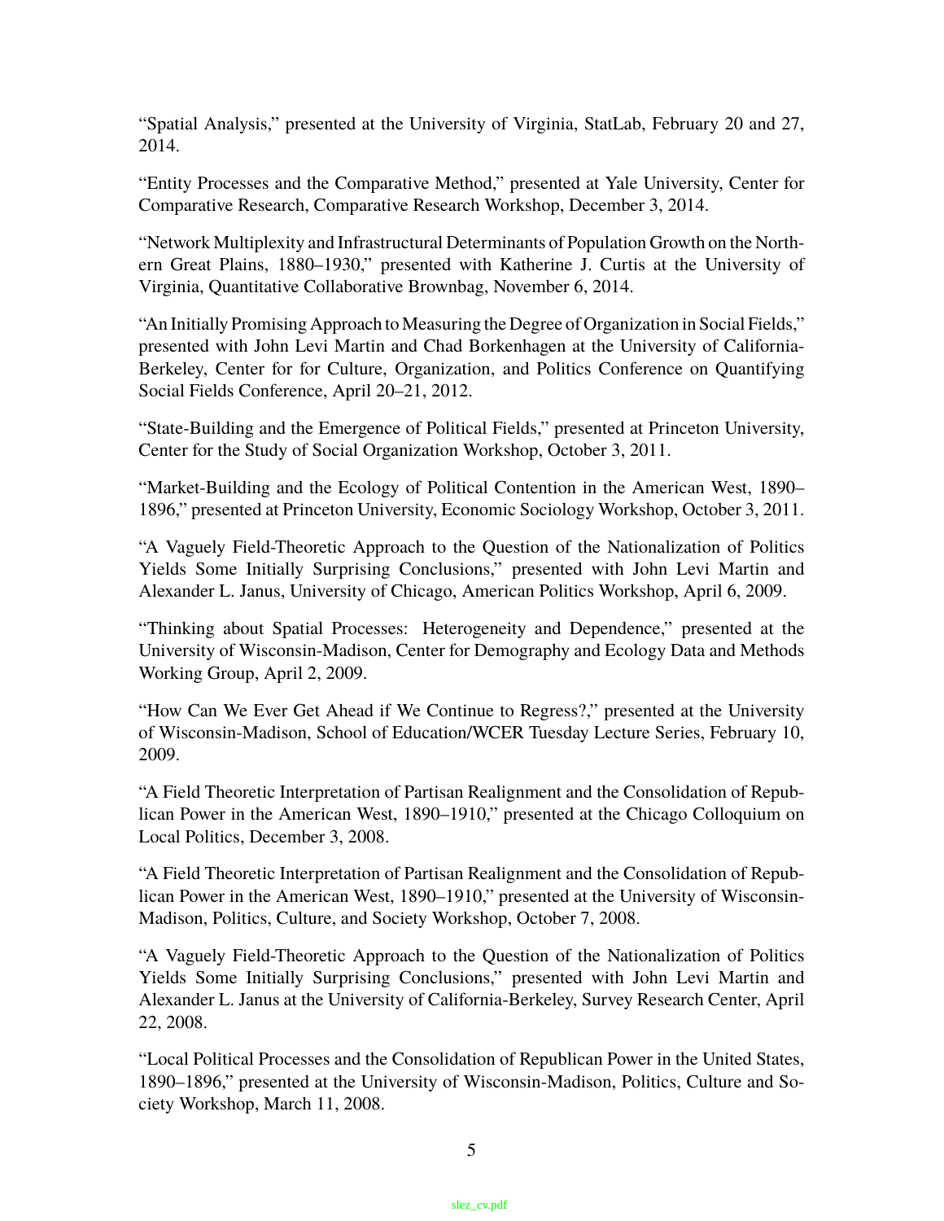"Spatial Analysis," presented at the University of Virginia, StatLab, February 20 and 27, 2014.

"Entity Processes and the Comparative Method," presented at Yale University, Center for Comparative Research, Comparative Research Workshop, December 3, 2014.

"Network Multiplexity and Infrastructural Determinants of Population Growth on the Northern Great Plains, 1880–1930," presented with Katherine J. Curtis at the University of Virginia, Quantitative Collaborative Brownbag, November 6, 2014.

"An Initially Promising Approach to Measuring the Degree of Organization in Social Fields," presented with John Levi Martin and Chad Borkenhagen at the University of California-Berkeley, Center for for Culture, Organization, and Politics Conference on Quantifying Social Fields Conference, April 20–21, 2012.

"State-Building and the Emergence of Political Fields," presented at Princeton University, Center for the Study of Social Organization Workshop, October 3, 2011.

"Market-Building and the Ecology of Political Contention in the American West, 1890–1896," presented at Princeton University, Economic Sociology Workshop, October 3, 2011.

"A Vaguely Field-Theoretic Approach to the Question of the Nationalization of Politics Yields Some Initially Surprising Conclusions," presented with John Levi Martin and Alexander L. Janus, University of Chicago, American Politics Workshop, April 6, 2009.

"Thinking about Spatial Processes: Heterogeneity and Dependence," presented at the University of Wisconsin-Madison, Center for Demography and Ecology Data and Methods Working Group, April 2, 2009.

"How Can We Ever Get Ahead if We Continue to Regress?," presented at the University of Wisconsin-Madison, School of Education/WCER Tuesday Lecture Series, February 10, 2009.

"A Field Theoretic Interpretation of Partisan Realignment and the Consolidation of Republican Power in the American West, 1890–1910," presented at the Chicago Colloquium on Local Politics, December 3, 2008.

"A Field Theoretic Interpretation of Partisan Realignment and the Consolidation of Republican Power in the American West, 1890–1910," presented at the University of Wisconsin-Madison, Politics, Culture, and Society Workshop, October 7, 2008.

"A Vaguely Field-Theoretic Approach to the Question of the Nationalization of Politics Yields Some Initially Surprising Conclusions," presented with John Levi Martin and Alexander L. Janus at the University of California-Berkeley, Survey Research Center, April 22, 2008.

"Local Political Processes and the Consolidation of Republican Power in the United States, 1890–1896," presented at the University of Wisconsin-Madison, Politics, Culture and Society Workshop, March 11, 2008.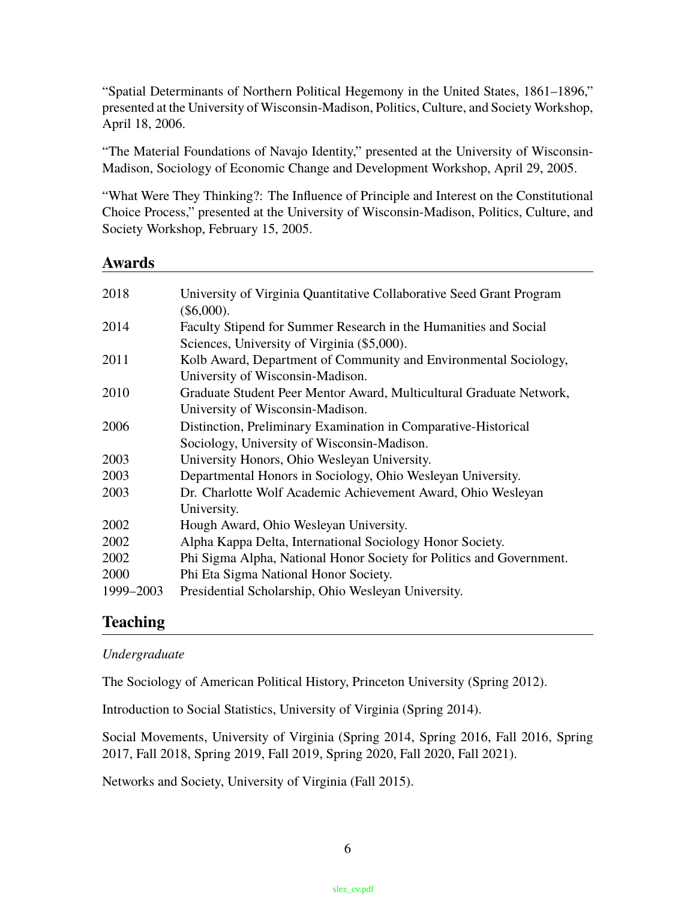"Spatial Determinants of Northern Political Hegemony in the United States, 1861–1896," presented at the University of Wisconsin-Madison, Politics, Culture, and Society Workshop, April 18, 2006.

"The Material Foundations of Navajo Identity," presented at the University of Wisconsin-Madison, Sociology of Economic Change and Development Workshop, April 29, 2005.

"What Were They Thinking?: The Influence of Principle and Interest on the Constitutional Choice Process," presented at the University of Wisconsin-Madison, Politics, Culture, and Society Workshop, February 15, 2005.

## Awards

| | |
|---|---|
| 2018 | University of Virginia Quantitative Collaborative Seed Grant Program ($6,000). |
| 2014 | Faculty Stipend for Summer Research in the Humanities and Social Sciences, University of Virginia ($5,000). |
| 2011 | Kolb Award, Department of Community and Environmental Sociology, University of Wisconsin-Madison. |
| 2010 | Graduate Student Peer Mentor Award, Multicultural Graduate Network, University of Wisconsin-Madison. |
| 2006 | Distinction, Preliminary Examination in Comparative-Historical Sociology, University of Wisconsin-Madison. |
| 2003 | University Honors, Ohio Wesleyan University. |
| 2003 | Departmental Honors in Sociology, Ohio Wesleyan University. |
| 2003 | Dr. Charlotte Wolf Academic Achievement Award, Ohio Wesleyan University. |
| 2002 | Hough Award, Ohio Wesleyan University. |
| 2002 | Alpha Kappa Delta, International Sociology Honor Society. |
| 2002 | Phi Sigma Alpha, National Honor Society for Politics and Government. |
| 2000 | Phi Eta Sigma National Honor Society. |
| 1999–2003 | Presidential Scholarship, Ohio Wesleyan University. |

## Teaching

*Undergraduate*

The Sociology of American Political History, Princeton University (Spring 2012).

Introduction to Social Statistics, University of Virginia (Spring 2014).

Social Movements, University of Virginia (Spring 2014, Spring 2016, Fall 2016, Spring 2017, Fall 2018, Spring 2019, Fall 2019, Spring 2020, Fall 2020, Fall 2021).

Networks and Society, University of Virginia (Fall 2015).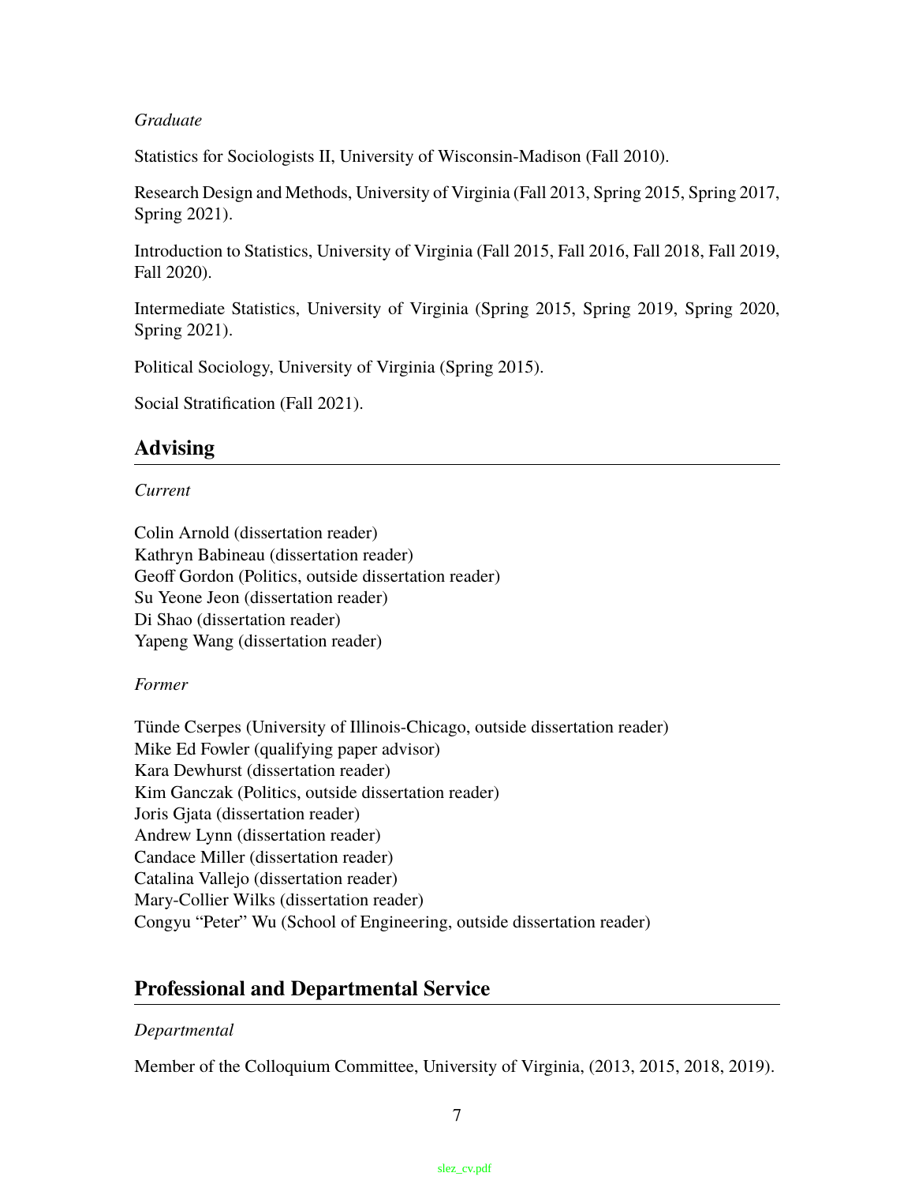*Graduate*

Statistics for Sociologists II, University of Wisconsin-Madison (Fall 2010).

Research Design and Methods, University of Virginia (Fall 2013, Spring 2015, Spring 2017, Spring 2021).

Introduction to Statistics, University of Virginia (Fall 2015, Fall 2016, Fall 2018, Fall 2019, Fall 2020).

Intermediate Statistics, University of Virginia (Spring 2015, Spring 2019, Spring 2020, Spring 2021).

Political Sociology, University of Virginia (Spring 2015).

Social Stratification (Fall 2021).

## Advising

*Current*

Colin Arnold (dissertation reader)
Kathryn Babineau (dissertation reader)
Geoff Gordon (Politics, outside dissertation reader)
Su Yeone Jeon (dissertation reader)
Di Shao (dissertation reader)
Yapeng Wang (dissertation reader)

*Former*

Tünde Cserpes (University of Illinois-Chicago, outside dissertation reader)
Mike Ed Fowler (qualifying paper advisor)
Kara Dewhurst (dissertation reader)
Kim Ganczak (Politics, outside dissertation reader)
Joris Gjata (dissertation reader)
Andrew Lynn (dissertation reader)
Candace Miller (dissertation reader)
Catalina Vallejo (dissertation reader)
Mary-Collier Wilks (dissertation reader)
Congyu "Peter" Wu (School of Engineering, outside dissertation reader)

## Professional and Departmental Service

*Departmental*

Member of the Colloquium Committee, University of Virginia, (2013, 2015, 2018, 2019).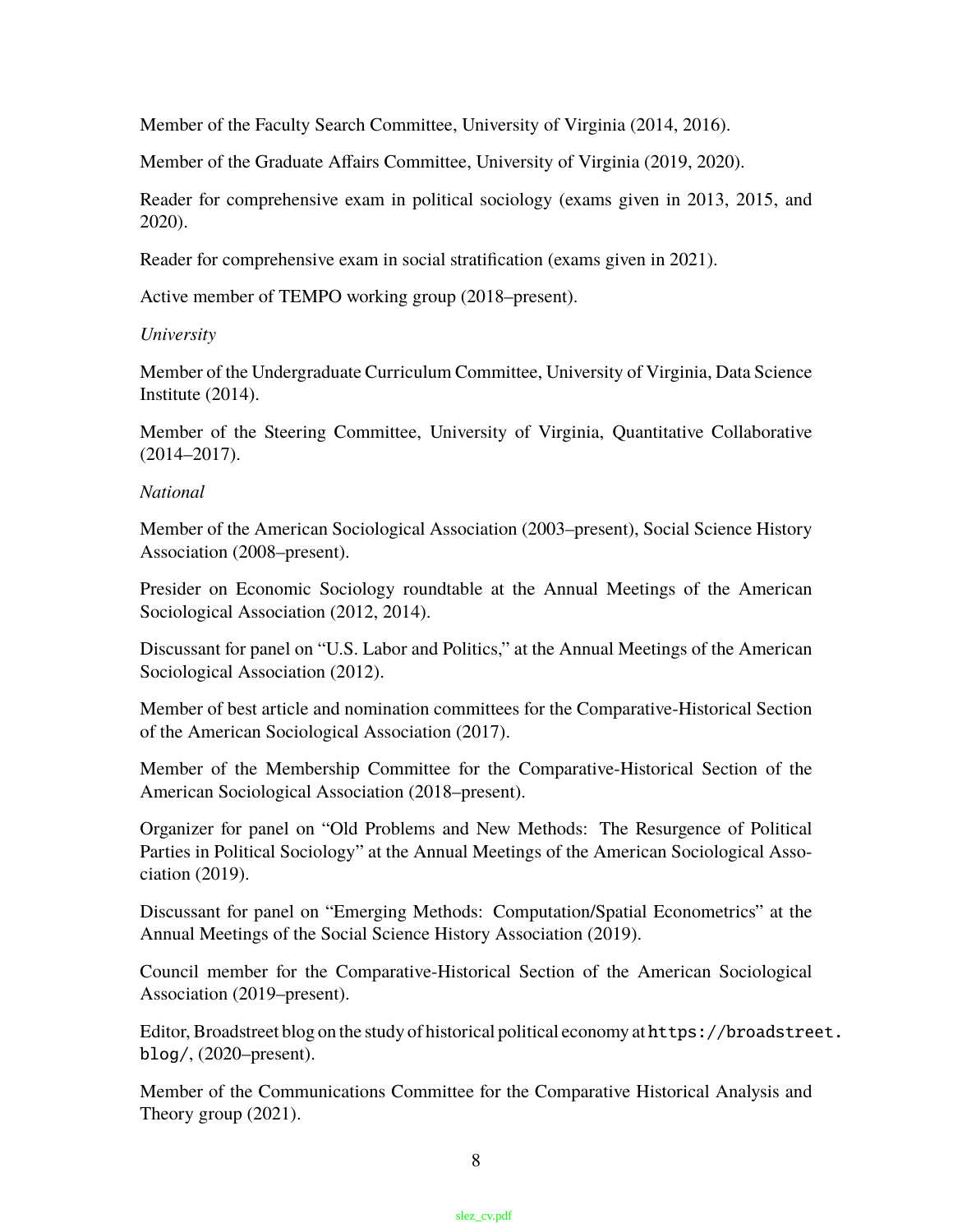Member of the Faculty Search Committee, University of Virginia (2014, 2016).

Member of the Graduate Affairs Committee, University of Virginia (2019, 2020).

Reader for comprehensive exam in political sociology (exams given in 2013, 2015, and 2020).

Reader for comprehensive exam in social stratification (exams given in 2021).

Active member of TEMPO working group (2018–present).

*University*

Member of the Undergraduate Curriculum Committee, University of Virginia, Data Science Institute (2014).

Member of the Steering Committee, University of Virginia, Quantitative Collaborative (2014–2017).

*National*

Member of the American Sociological Association (2003–present), Social Science History Association (2008–present).

Presider on Economic Sociology roundtable at the Annual Meetings of the American Sociological Association (2012, 2014).

Discussant for panel on "U.S. Labor and Politics," at the Annual Meetings of the American Sociological Association (2012).

Member of best article and nomination committees for the Comparative-Historical Section of the American Sociological Association (2017).

Member of the Membership Committee for the Comparative-Historical Section of the American Sociological Association (2018–present).

Organizer for panel on "Old Problems and New Methods: The Resurgence of Political Parties in Political Sociology" at the Annual Meetings of the American Sociological Association (2019).

Discussant for panel on "Emerging Methods: Computation/Spatial Econometrics" at the Annual Meetings of the Social Science History Association (2019).

Council member for the Comparative-Historical Section of the American Sociological Association (2019–present).

Editor, Broadstreet blog on the study of historical political economy at `https://broadstreet.blog/`, (2020–present).

Member of the Communications Committee for the Comparative Historical Analysis and Theory group (2021).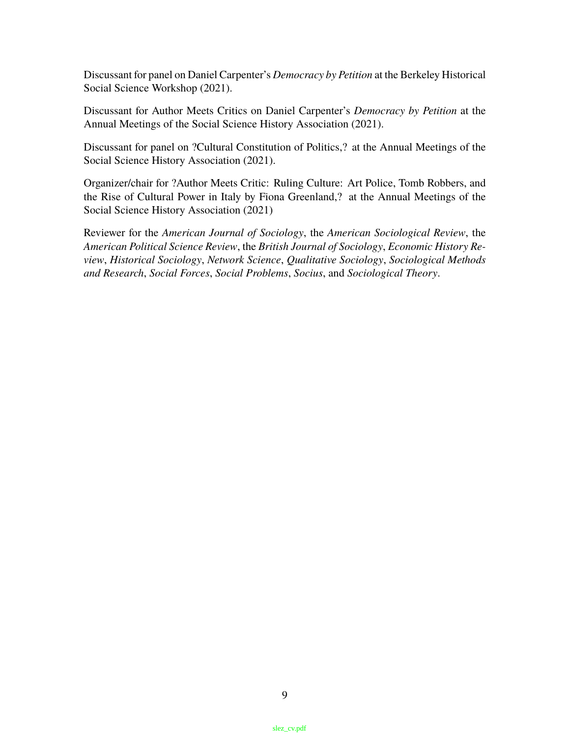Discussant for panel on Daniel Carpenter's *Democracy by Petition* at the Berkeley Historical Social Science Workshop (2021).

Discussant for Author Meets Critics on Daniel Carpenter's *Democracy by Petition* at the Annual Meetings of the Social Science History Association (2021).

Discussant for panel on ?Cultural Constitution of Politics,? at the Annual Meetings of the Social Science History Association (2021).

Organizer/chair for ?Author Meets Critic: Ruling Culture: Art Police, Tomb Robbers, and the Rise of Cultural Power in Italy by Fiona Greenland,? at the Annual Meetings of the Social Science History Association (2021)

Reviewer for the *American Journal of Sociology*, the *American Sociological Review*, the *American Political Science Review*, the *British Journal of Sociology*, *Economic History Review*, *Historical Sociology*, *Network Science*, *Qualitative Sociology*, *Sociological Methods and Research*, *Social Forces*, *Social Problems*, *Socius*, and *Sociological Theory*.